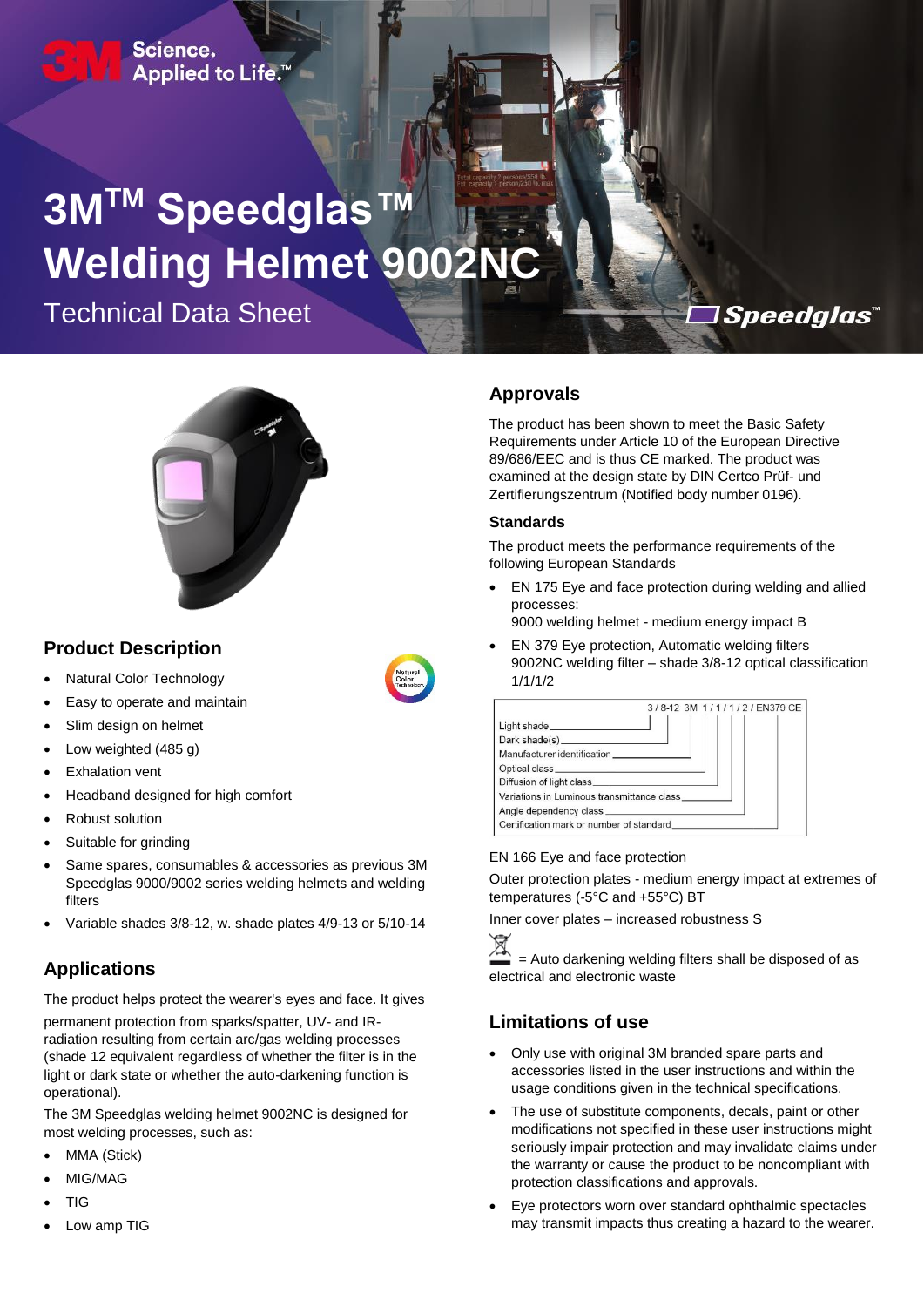3M Science. Applied to Life.™

# 3M™ Speedglas™ Welding Helmet 9002NC

Technical Data Sheet

Speedglas™

## Product Description

- Natural Color Technology
- Easy to operate and maintain
- Slim design on helmet
- Low weighted (485 g)
- Exhalation vent
- Headband designed for high comfort
- Robust solution
- Suitable for grinding
- Same spares, consumables & accessories as previous 3M Speedglas 9000/9002 series welding helmets and welding filters
- Variable shades 3/8-12, w. shade plates 4/9-13 or 5/10-14

## Applications

The product helps protect the wearer's eyes and face. It gives permanent protection from sparks/spatter, UV- and IR-radiation resulting from certain arc/gas welding processes (shade 12 equivalent regardless of whether the filter is in the light or dark state or whether the auto-darkening function is operational).

The 3M Speedglas welding helmet 9002NC is designed for most welding processes, such as:

- MMA (Stick)
- MIG/MAG
- TIG
- Low amp TIG

## Approvals

The product has been shown to meet the Basic Safety Requirements under Article 10 of the European Directive 89/686/EEC and is thus CE marked. The product was examined at the design state by DIN Certco Prüf- und Zertifierungszentrum (Notified body number 0196).

### Standards

The product meets the performance requirements of the following European Standards

- EN 175 Eye and face protection during welding and allied processes:
  9000 welding helmet - medium energy impact B
- EN 379 Eye protection, Automatic welding filters
  9002NC welding filter – shade 3/8-12 optical classification 1/1/1/2

3 / 8-12 3M 1 / 1 / 1 / 2 / EN379 CE

- Light shade
- Dark shade(s)
- Manufacturer identification
- Optical class
- Diffusion of light class
- Variations in Luminous transmittance class
- Angle dependency class
- Certification mark or number of standard

EN 166 Eye and face protection

Outer protection plates - medium energy impact at extremes of temperatures (-5°C and +55°C) BT

Inner cover plates – increased robustness S

= Auto darkening welding filters shall be disposed of as electrical and electronic waste

## Limitations of use

- Only use with original 3M branded spare parts and accessories listed in the user instructions and within the usage conditions given in the technical specifications.
- The use of substitute components, decals, paint or other modifications not specified in these user instructions might seriously impair protection and may invalidate claims under the warranty or cause the product to be noncompliant with protection classifications and approvals.
- Eye protectors worn over standard ophthalmic spectacles may transmit impacts thus creating a hazard to the wearer.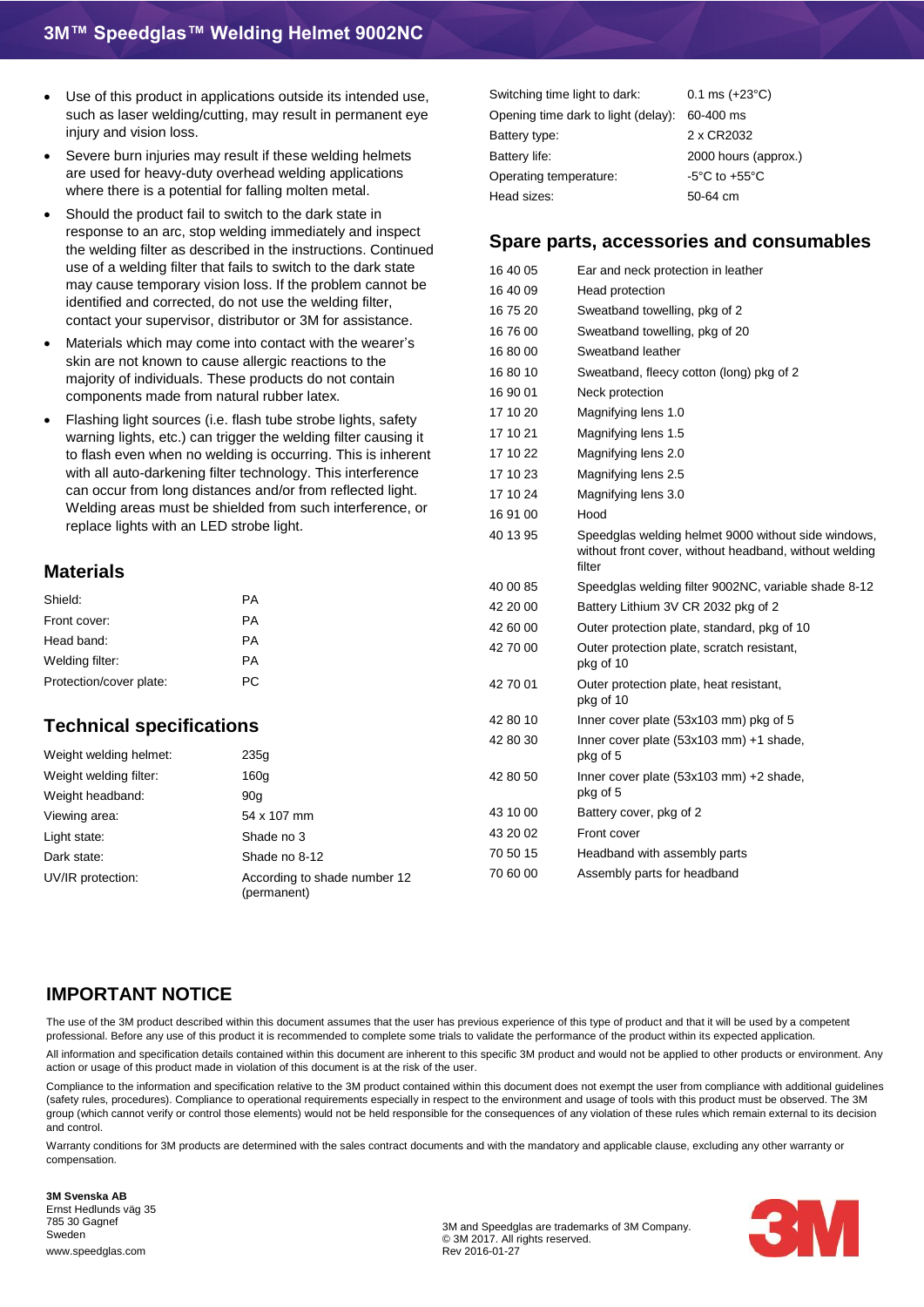- Use of this product in applications outside its intended use, such as laser welding/cutting, may result in permanent eye injury and vision loss.
- Severe burn injuries may result if these welding helmets are used for heavy-duty overhead welding applications where there is a potential for falling molten metal.
- Should the product fail to switch to the dark state in response to an arc, stop welding immediately and inspect the welding filter as described in the instructions. Continued use of a welding filter that fails to switch to the dark state may cause temporary vision loss. If the problem cannot be identified and corrected, do not use the welding filter, contact your supervisor, distributor or 3M for assistance.
- Materials which may come into contact with the wearer's skin are not known to cause allergic reactions to the majority of individuals. These products do not contain components made from natural rubber latex.
- Flashing light sources (i.e. flash tube strobe lights, safety warning lights, etc.) can trigger the welding filter causing it to flash even when no welding is occurring. This is inherent with all auto-darkening filter technology. This interference can occur from long distances and/or from reflected light. Welding areas must be shielded from such interference, or replace lights with an LED strobe light.

## Materials

| | |
|---|---|
| Shield: | PA |
| Front cover: | PA |
| Head band: | PA |
| Welding filter: | PA |
| Protection/cover plate: | PC |

## Technical specifications

| | |
|---|---|
| Weight welding helmet: | 235g |
| Weight welding filter: | 160g |
| Weight headband: | 90g |
| Viewing area: | 54 x 107 mm |
| Light state: | Shade no 3 |
| Dark state: | Shade no 8-12 |
| UV/IR protection: | According to shade number 12 (permanent) |
| Switching time light to dark: | 0.1 ms (+23°C) |
| Opening time dark to light (delay): | 60-400 ms |
| Battery type: | 2 x CR2032 |
| Battery life: | 2000 hours (approx.) |
| Operating temperature: | -5°C to +55°C |
| Head sizes: | 50-64 cm |

## Spare parts, accessories and consumables

| | |
|---|---|
| 16 40 05 | Ear and neck protection in leather |
| 16 40 09 | Head protection |
| 16 75 20 | Sweatband towelling, pkg of 2 |
| 16 76 00 | Sweatband towelling, pkg of 20 |
| 16 80 00 | Sweatband leather |
| 16 80 10 | Sweatband, fleecy cotton (long) pkg of 2 |
| 16 90 01 | Neck protection |
| 17 10 20 | Magnifying lens 1.0 |
| 17 10 21 | Magnifying lens 1.5 |
| 17 10 22 | Magnifying lens 2.0 |
| 17 10 23 | Magnifying lens 2.5 |
| 17 10 24 | Magnifying lens 3.0 |
| 16 91 00 | Hood |
| 40 13 95 | Speedglas welding helmet 9000 without side windows, without front cover, without headband, without welding filter |
| 40 00 85 | Speedglas welding filter 9002NC, variable shade 8-12 |
| 42 20 00 | Battery Lithium 3V CR 2032 pkg of 2 |
| 42 60 00 | Outer protection plate, standard, pkg of 10 |
| 42 70 00 | Outer protection plate, scratch resistant, pkg of 10 |
| 42 70 01 | Outer protection plate, heat resistant, pkg of 10 |
| 42 80 10 | Inner cover plate (53x103 mm) pkg of 5 |
| 42 80 30 | Inner cover plate (53x103 mm) +1 shade, pkg of 5 |
| 42 80 50 | Inner cover plate (53x103 mm) +2 shade, pkg of 5 |
| 43 10 00 | Battery cover, pkg of 2 |
| 43 20 02 | Front cover |
| 70 50 15 | Headband with assembly parts |
| 70 60 00 | Assembly parts for headband |

## IMPORTANT NOTICE

The use of the 3M product described within this document assumes that the user has previous experience of this type of product and that it will be used by a competent professional. Before any use of this product it is recommended to complete some trials to validate the performance of the product within its expected application.

All information and specification details contained within this document are inherent to this specific 3M product and would not be applied to other products or environment. Any action or usage of this product made in violation of this document is at the risk of the user.

Compliance to the information and specification relative to the 3M product contained within this document does not exempt the user from compliance with additional guidelines (safety rules, procedures). Compliance to operational requirements especially in respect to the environment and usage of tools with this product must be observed. The 3M group (which cannot verify or control those elements) would not be held responsible for the consequences of any violation of these rules which remain external to its decision and control.

Warranty conditions for 3M products are determined with the sales contract documents and with the mandatory and applicable clause, excluding any other warranty or compensation.

**3M Svenska AB**
Ernst Hedlunds väg 35
785 30 Gagnef
Sweden
www.speedglas.com

3M and Speedglas are trademarks of 3M Company.
© 3M 2017. All rights reserved.
Rev 2016-01-27